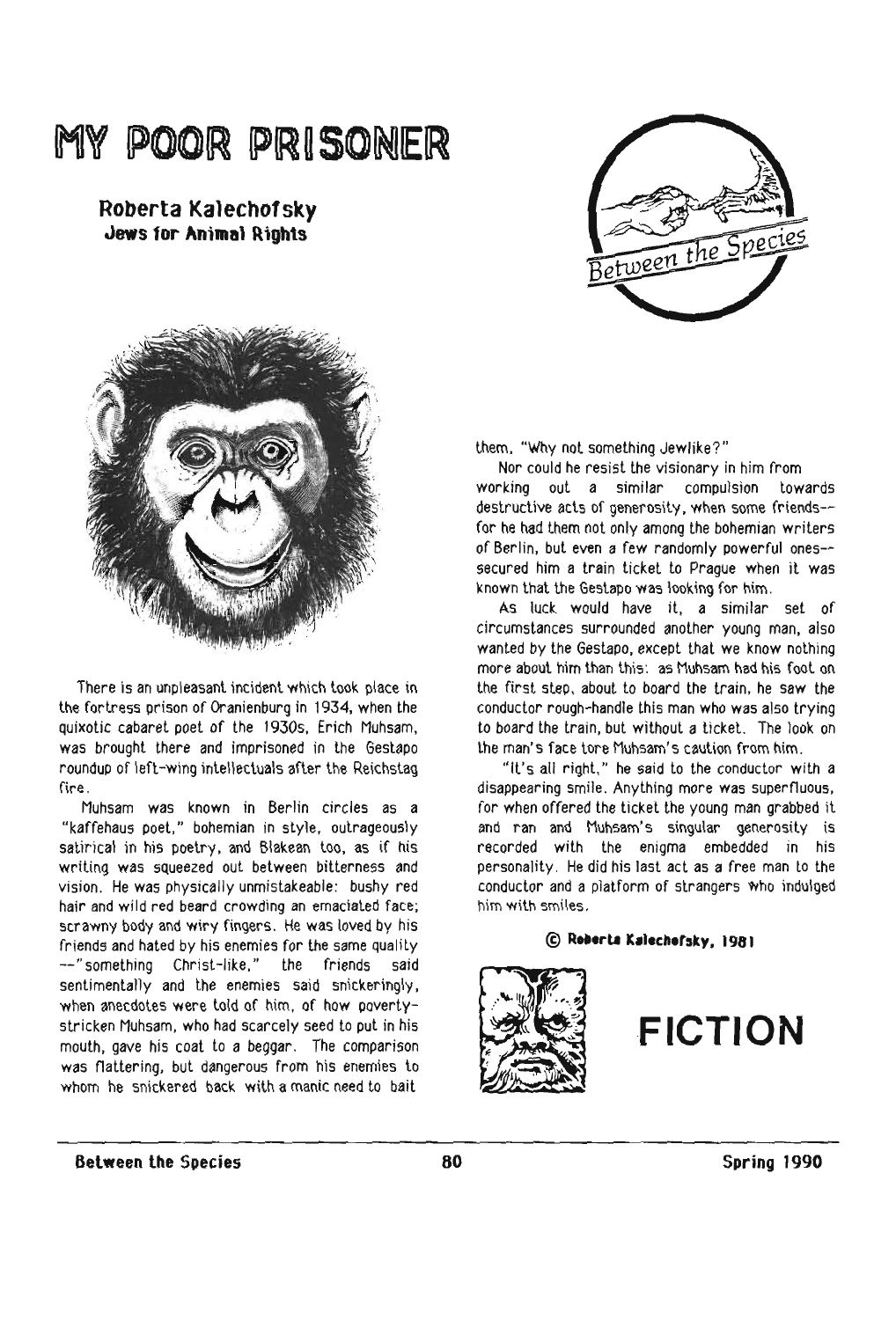# MY POOR PRISONER

**Roberta Kalechofsky**
**Jews for Animal Rights**

There is an unpleasant incident which took place in the fortress prison of Oranienburg in 1934, when the quixotic cabaret poet of the 1930s, Erich Muhsam, was brought there and imprisoned in the Gestapo roundup of left-wing intellectuals after the Reichstag fire.

Muhsam was known in Berlin circles as a "kaffehaus poet," bohemian in style, outrageously satirical in his poetry, and Blakean too, as if his writing was squeezed out between bitterness and vision. He was physically unmistakeable: bushy red hair and wild red beard crowding an emaciated face; scrawny body and wiry fingers. He was loved by his friends and hated by his enemies for the same quality --"something Christ-like," the friends said sentimentally and the enemies said snickeringly, when anecdotes were told of him, of how poverty-stricken Muhsam, who had scarcely seed to put in his mouth, gave his coat to a beggar. The comparison was flattering, but dangerous from his enemies to whom he snickered back with a manic need to bait them, "Why not something Jewlike?"

Nor could he resist the visionary in him from working out a similar compulsion towards destructive acts of generosity, when some friends--for he had them not only among the bohemian writers of Berlin, but even a few randomly powerful ones--secured him a train ticket to Prague when it was known that the Gestapo was looking for him.

As luck would have it, a similar set of circumstances surrounded another young man, also wanted by the Gestapo, except that we know nothing more about him than this: as Muhsam had his foot on the first step, about to board the train, he saw the conductor rough-handle this man who was also trying to board the train, but without a ticket. The look on the man's face tore Muhsam's caution from him.

"It's all right," he said to the conductor with a disappearing smile. Anything more was superfluous, for when offered the ticket the young man grabbed it and ran and Muhsam's singular generosity is recorded with the enigma embedded in his personality. He did his last act as a free man to the conductor and a platform of strangers who indulged him with smiles.

© Roberta Kalechofsky, 1981

**FICTION**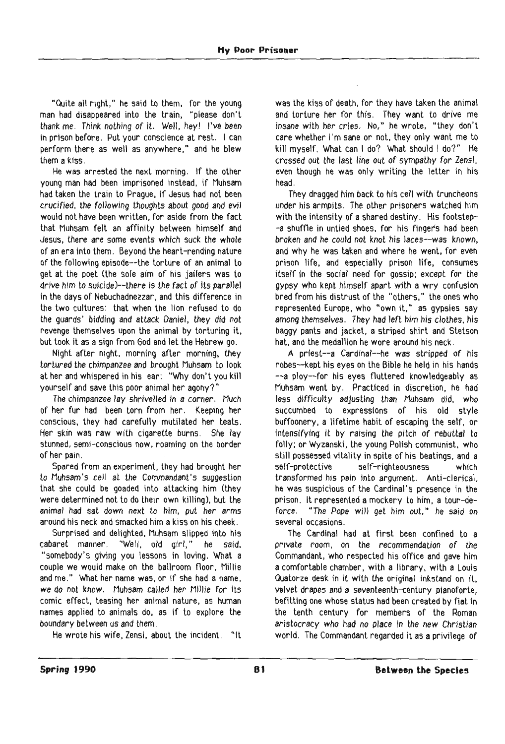"Quite all right," he said to them, for the young man had disappeared into the train, "please don't thank me. Think nothing of it. Well, hey! I've been in prison before. Put your conscience at rest. I can perform there as well as anywhere," and he blew them a kiss.

He was arrested the next morning. If the other young man had been imprisoned instead, if Muhsam had taken the train to Prague, if Jesus had not been crucified, the following thoughts about good and evil would not have been written, for aside from the fact that Muhsam felt an affinity between himself and Jesus, there are some events which suck the whole of an era into them. Beyond the heart-rending nature of the following episode--the torture of an animal to get at the poet (the sole aim of his jailers was to drive him to suicide)--there is the fact of its parallel in the days of Nebuchadnezzar, and this difference in the two cultures: that when the lion refused to do the guards' bidding and attack Daniel, they did not revenge themselves upon the animal by torturing it, but took it as a sign from God and let the Hebrew go.

Night after night, morning after morning, they tortured the chimpanzee and brought Muhsam to look at her and whispered in his ear: "Why don't you kill yourself and save this poor animal her agony?"

The chimpanzee lay shrivelled in a corner. Much of her fur had been torn from her. Keeping her conscious, they had carefully mutilated her teats. Her skin was raw with cigarette burns. She lay stunned, semi-conscious now, roaming on the border of her pain.

Spared from an experiment, they had brought her to Muhsam's cell at the Commandant's suggestion that she could be goaded into attacking him (they were determined not to do their own killing), but the animal had sat down next to him, put her arms around his neck and smacked him a kiss on his cheek.

Surprised and delighted, Muhsam slipped into his cabaret manner. "Well, old girl," he said, "somebody's giving you lessons in loving. What a couple we would make on the ballroom floor, Millie and me." What her name was, or if she had a name, we do not know. Muhsam called her Millie for its comic effect, teasing her animal nature, as human names applied to animals do, as if to explore the boundary between us and them.

He wrote his wife, Zensl, about the incident: "It was the kiss of death, for they have taken the animal and torture her for this. They want to drive me insane with her cries. No," he wrote, "they don't care whether I'm sane or not, they only want me to kill myself. What can I do? What should I do?" He crossed out the last line out of sympathy for Zensl, even though he was only writing the letter in his head.

They dragged him back to his cell with truncheons under his armpits. The other prisoners watched him with the intensity of a shared destiny. His footstep--a shuffle in untied shoes, for his fingers had been broken and he could not knot his laces--was known, and why he was taken and where he went, for even prison life, and especially prison life, consumes itself in the social need for gossip; except for the gypsy who kept himself apart with a wry confusion bred from his distrust of the "others," the ones who represented Europe, who "own it," as gypsies say among themselves. They had left him his clothes, his baggy pants and jacket, a striped shirt and Stetson hat, and the medallion he wore around his neck.

A priest--a Cardinal--he was stripped of his robes--kept his eyes on the Bible he held in his hands --a ploy--for his eyes fluttered knowledgeably as Muhsam went by. Practiced in discretion, he had less difficulty adjusting than Muhsam did, who succumbed to expressions of his old style buffoonery, a lifetime habit of escaping the self, or intensifying it by raising the pitch of rebuttal to folly; or Wyzanski, the young Polish communist, who still possessed vitality in spite of his beatings, and a self-protective self-righteousness which transformed his pain into argument. Anti-clerical, he was suspicious of the Cardinal's presence in the prison. It represented a mockery to him, a tour-de-force. "The Pope will get him out," he said on several occasions.

The Cardinal had at first been confined to a private room, on the recommendation of the Commandant, who respected his office and gave him a comfortable chamber, with a library, with a Louis Quatorze desk in it with the original inkstand on it, velvet drapes and a seventeenth-century pianoforte, befitting one whose status had been created by fiat in the tenth century for members of the Roman aristocracy who had no place in the new Christian world. The Commandant regarded it as a privilege of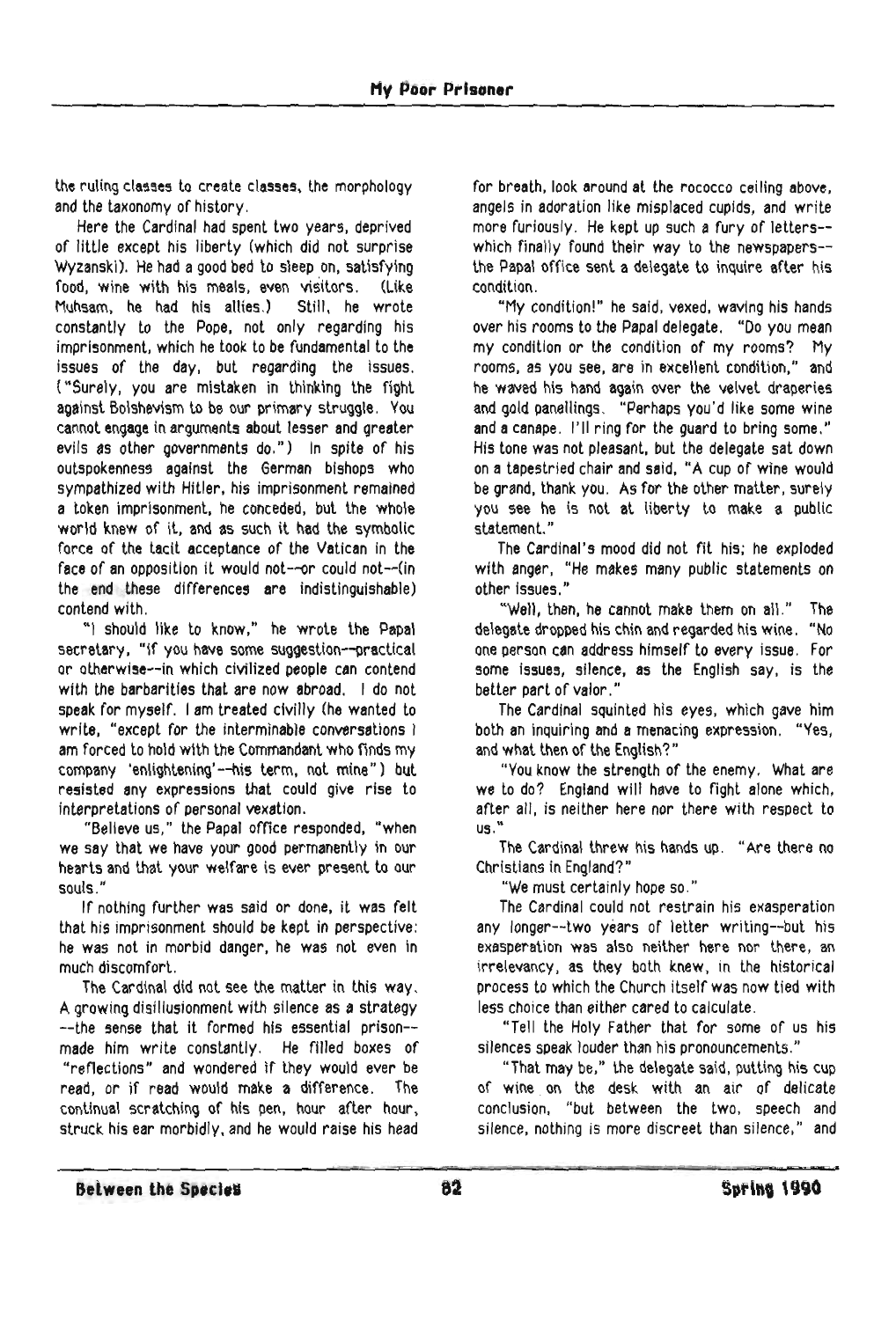the ruling classes to create classes, the morphology and the taxonomy of history.

Here the Cardinal had spent two years, deprived of little except his liberty (which did not surprise Wyzanski). He had a good bed to sleep on, satisfying food, wine with his meals, even visitors. (Like Muhsam, he had his allies.) Still, he wrote constantly to the Pope, not only regarding his imprisonment, which he took to be fundamental to the issues of the day, but regarding the issues. ("Surely, you are mistaken in thinking the fight against Bolshevism to be our primary struggle. You cannot engage in arguments about lesser and greater evils as other governments do.") In spite of his outspokenness against the German bishops who sympathized with Hitler, his imprisonment remained a token imprisonment, he conceded, but the whole world knew of it, and as such it had the symbolic force of the tacit acceptance of the Vatican in the face of an opposition it would not--or could not--(in the end these differences are indistinguishable) contend with.

"I should like to know," he wrote the Papal secretary, "if you have some suggestion--practical or otherwise--in which civilized people can contend with the barbarities that are now abroad. I do not speak for myself. I am treated civilly (he wanted to write, "except for the interminable conversations I am forced to hold with the Commandant who finds my company 'enlightening'--his term, not mine") but resisted any expressions that could give rise to interpretations of personal vexation.

"Believe us," the Papal office responded, "when we say that we have your good permanently in our hearts and that your welfare is ever present to our souls."

If nothing further was said or done, it was felt that his imprisonment should be kept in perspective: he was not in morbid danger, he was not even in much discomfort.

The Cardinal did not see the matter in this way. A growing disillusionment with silence as a strategy --the sense that it formed his essential prison--made him write constantly. He filled boxes of "reflections" and wondered if they would ever be read, or if read would make a difference. The continual scratching of his pen, hour after hour, struck his ear morbidly, and he would raise his head for breath, look around at the rococco ceiling above, angels in adoration like misplaced cupids, and write more furiously. He kept up such a fury of letters--which finally found their way to the newspapers--the Papal office sent a delegate to inquire after his condition.

"My condition!" he said, vexed, waving his hands over his rooms to the Papal delegate. "Do you mean my condition or the condition of my rooms? My rooms, as you see, are in excellent condition," and he waved his hand again over the velvet draperies and gold panellings. "Perhaps you'd like some wine and a canape. I'll ring for the guard to bring some." His tone was not pleasant, but the delegate sat down on a tapestried chair and said, "A cup of wine would be grand, thank you. As for the other matter, surely you see he is not at liberty to make a public statement."

The Cardinal's mood did not fit his; he exploded with anger, "He makes many public statements on other issues."

"Well, then, he cannot make them on all." The delegate dropped his chin and regarded his wine. "No one person can address himself to every issue. For some issues, silence, as the English say, is the better part of valor."

The Cardinal squinted his eyes, which gave him both an inquiring and a menacing expression. "Yes, and what then of the English?"

"You know the strength of the enemy. What are we to do? England will have to fight alone which, after all, is neither here nor there with respect to us."

The Cardinal threw his hands up. "Are there no Christians in England?"

"We must certainly hope so."

The Cardinal could not restrain his exasperation any longer--two years of letter writing--but his exasperation was also neither here nor there, an irrelevancy, as they both knew, in the historical process to which the Church itself was now tied with less choice than either cared to calculate.

"Tell the Holy Father that for some of us his silences speak louder than his pronouncements."

"That may be," the delegate said, putting his cup of wine on the desk with an air of delicate conclusion, "but between the two, speech and silence, nothing is more discreet than silence," and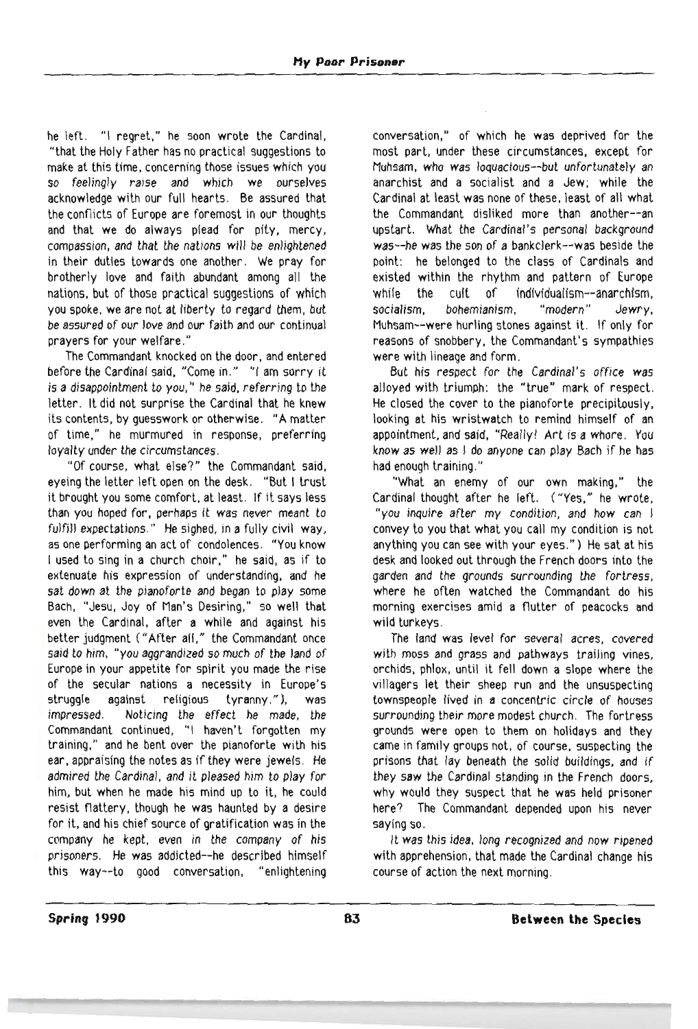he left. "I regret," he soon wrote the Cardinal, "that the Holy Father has no practical suggestions to make at this time, concerning those issues which you so feelingly raise and which we ourselves acknowledge with our full hearts. Be assured that the conflicts of Europe are foremost in our thoughts and that we do always plead for pity, mercy, compassion, and that the nations will be enlightened in their duties towards one another. We pray for brotherly love and faith abundant among all the nations, but of those practical suggestions of which you spoke, we are not at liberty to regard them, but be assured of our love and our faith and our continual prayers for your welfare."

The Commandant knocked on the door, and entered before the Cardinal said, "Come in." "I am sorry it is a disappointment to you," he said, referring to the letter. It did not surprise the Cardinal that he knew its contents, by guesswork or otherwise. "A matter of time," he murmured in response, preferring loyalty under the circumstances.

"Of course, what else?" the Commandant said, eyeing the letter left open on the desk. "But I trust it brought you some comfort, at least. If it says less than you hoped for, perhaps it was never meant to fulfill expectations." He sighed, in a fully civil way, as one performing an act of condolences. "You know I used to sing in a church choir," he said, as if to extenuate his expression of understanding, and he sat down at the pianoforte and began to play some Bach, "Jesu, Joy of Man's Desiring," so well that even the Cardinal, after a while and against his better judgment ("After all," the Commandant once said to him, "you aggrandized so much of the land of Europe in your appetite for spirit you made the rise of the secular nations a necessity in Europe's struggle against religious tyranny."), was impressed. Noticing the effect he made, the Commandant continued, "I haven't forgotten my training," and he bent over the pianoforte with his ear, appraising the notes as if they were jewels. He admired the Cardinal, and it pleased him to play for him, but when he made his mind up to it, he could resist flattery, though he was haunted by a desire for it, and his chief source of gratification was in the company he kept, even in the company of his prisoners. He was addicted--he described himself this way--to good conversation, "enlightening conversation," of which he was deprived for the most part, under these circumstances, except for Muhsam, who was loquacious--but unfortunately an anarchist and a socialist and a Jew; while the Cardinal at least was none of these, least of all what the Commandant disliked more than another--an upstart. What the Cardinal's personal background was--he was the son of a bankclerk--was beside the point: he belonged to the class of Cardinals and existed within the rhythm and pattern of Europe while the cult of individualism--anarchism, socialism, bohemianism, "modern" Jewry, Muhsam--were hurling stones against it. If only for reasons of snobbery, the Commandant's sympathies were with lineage and form.

But his respect for the Cardinal's office was alloyed with triumph: the "true" mark of respect. He closed the cover to the pianoforte precipitously, looking at his wristwatch to remind himself of an appointment, and said, "Really! Art is a whore. You know as well as I do anyone can play Bach if he has had enough training."

"What an enemy of our own making," the Cardinal thought after he left. ("Yes," he wrote, "you inquire after my condition, and how can I convey to you that what you call my condition is not anything you can see with your eyes.") He sat at his desk and looked out through the French doors into the garden and the grounds surrounding the fortress, where he often watched the Commandant do his morning exercises amid a flutter of peacocks and wild turkeys.

The land was level for several acres, covered with moss and grass and pathways trailing vines, orchids, phlox, until it fell down a slope where the villagers let their sheep run and the unsuspecting townspeople lived in a concentric circle of houses surrounding their more modest church. The fortress grounds were open to them on holidays and they came in family groups not, of course, suspecting the prisons that lay beneath the solid buildings, and if they saw the Cardinal standing in the French doors, why would they suspect that he was held prisoner here? The Commandant depended upon his never saying so.

It was this idea, long recognized and now ripened with apprehension, that made the Cardinal change his course of action the next morning.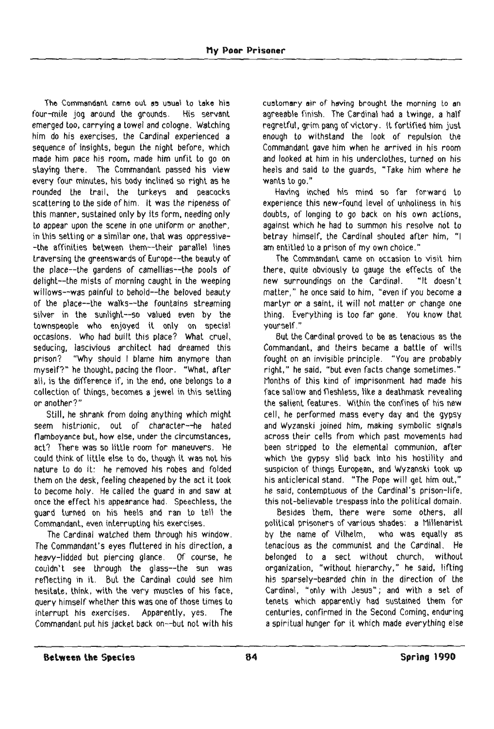The Commandant came out as usual to take his four-mile jog around the grounds. His servant emerged too, carrying a towel and cologne. Watching him do his exercises, the Cardinal experienced a sequence of insights, begun the night before, which made him pace his room, made him unfit to go on staying there. The Commandant passed his view every four minutes, his body inclined so right as he rounded the trail, the turkeys and peacocks scattering to the side of him. It was the ripeness of this manner, sustained only by its form, needing only to appear upon the scene in one uniform or another, in this setting or a similar one, that was oppressive--the affinities between them--their parallel lines traversing the greenswards of Europe--the beauty of the place--the gardens of camellias--the pools of delight--the mists of morning caught in the weeping willows--was painful to behold--the beloved beauty of the place--the walks--the fountains streaming silver in the sunlight--so valued even by the townspeople who enjoyed it only on special occasions. Who had built this place? What cruel, seducing, lascivious architect had dreamed this prison? "Why should I blame him anymore than myself?" he thought, pacing the floor. "What, after all, is the difference if, in the end, one belongs to a collection of things, becomes a jewel in this setting or another?"

Still, he shrank from doing anything which might seem histrionic, out of character--he hated flamboyance but, how else, under the circumstances, act? There was so little room for maneuvers. He could think of little else to do, though it was not his nature to do it: he removed his robes and folded them on the desk, feeling cheapened by the act it took to become holy. He called the guard in and saw at once the effect his appearance had. Speechless, the guard turned on his heels and ran to tell the Commandant, even interrupting his exercises.

The Cardinal watched them through his window. The Commandant's eyes fluttered in his direction, a heavy-lidded but piercing glance. Of course, he couldn't see through the glass--the sun was reflecting in it. But the Cardinal could see him hesitate, think, with the very muscles of his face, query himself whether this was one of those times to interrupt his exercises. Apparently, yes. The Commandant put his jacket back on--but not with his customary air of having brought the morning to an agreeable finish. The Cardinal had a twinge, a half regretful, grim pang of victory. It fortified him just enough to withstand the look of repulsion the Commandant gave him when he arrived in his room and looked at him in his underclothes, turned on his heels and said to the guards, "Take him where he wants to go."

Having inched his mind so far forward to experience this new-found level of unholiness in his doubts, of longing to go back on his own actions, against which he had to summon his resolve not to betray himself, the Cardinal shouted after him, "I am entitled to a prison of my own choice."

The Commandant came on occasion to visit him there, quite obviously to gauge the effects of the new surroundings on the Cardinal. "It doesn't matter," he once said to him, "even if you become a martyr or a saint, it will not matter or change one thing. Everything is too far gone. You know that yourself."

But the Cardinal proved to be as tenacious as the Commandant, and theirs became a battle of wills fought on an invisible principle. "You are probably right," he said, "but even facts change sometimes." Months of this kind of imprisonment had made his face sallow and fleshless, like a deathmask revealing the salient features. Within the confines of his new cell, he performed mass every day and the gypsy and Wyzanski joined him, making symbolic signals across their cells from which past movements had been stripped to the elemental communion, after which the gypsy slid back into his hostility and suspicion of things European, and Wyzanski took up his anticlerical stand. "The Pope will get him out," he said, contemptuous of the Cardinal's prison-life, this not-believable trespass into the political domain.

Besides them, there were some others, all political prisoners of various shades: a Millenarist by the name of Vilhelm, who was equally as tenacious as the communist and the Cardinal. He belonged to a sect without church, without organization, "without hierarchy," he said, lifting his sparsely-bearded chin in the direction of the Cardinal, "only with Jesus"; and with a set of tenets which apparently had sustained them for centuries, confirmed in the Second Coming, enduring a spiritual hunger for it which made everything else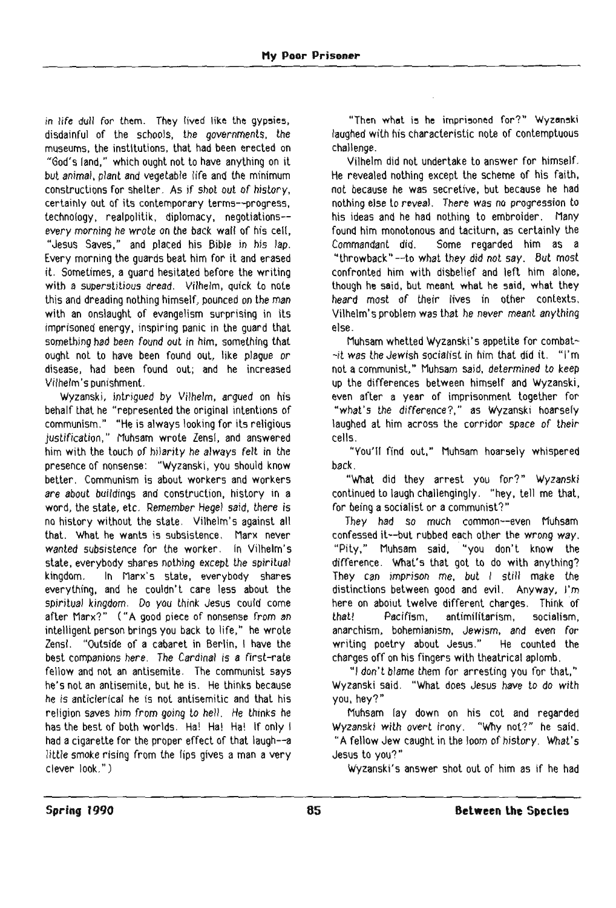in life dull for them. They lived like the gypsies, disdainful of the schools, the governments, the museums, the institutions, that had been erected on "God's land," which ought not to have anything on it but animal, plant and vegetable life and the minimum constructions for shelter. As if shot out of history, certainly out of its contemporary terms--progress, technology, realpolitik, diplomacy, negotiations--every morning he wrote on the back wall of his cell, "Jesus Saves," and placed his Bible in his lap. Every morning the guards beat him for it and erased it. Sometimes, a guard hesitated before the writing with a superstitious dread. Vilhelm, quick to note this and dreading nothing himself, pounced on the man with an onslaught of evangelism surprising in its imprisoned energy, inspiring panic in the guard that something had been found out in him, something that ought not to have been found out, like plague or disease, had been found out; and he increased Vilhelm's punishment.

Wyzanski, intrigued by Vilhelm, argued on his behalf that he "represented the original intentions of communism." "He is always looking for its religious justification," Muhsam wrote Zensl, and answered him with the touch of hilarity he always felt in the presence of nonsense: "Wyzanski, you should know better. Communism is about workers and workers are about buildings and construction, history in a word, the state, etc. Remember Hegel said, there is no history without the state. Vilhelm's against all that. What he wants is subsistence. Marx never wanted subsistence for the worker. In Vilhelm's state, everybody shares nothing except the spiritual kingdom. In Marx's state, everybody shares everything, and he couldn't care less about the spiritual kingdom. Do you think Jesus could come after Marx?" ("A good piece of nonsense from an intelligent person brings you back to life," he wrote Zensl. "Outside of a cabaret in Berlin, I have the best companions here. The Cardinal is a first-rate fellow and not an antisemite. The communist says he's not an antisemite, but he is. He thinks because he is anticlerical he is not antisemitic and that his religion saves him from going to hell. He thinks he has the best of both worlds. Ha! Ha! Ha! If only I had a cigarette for the proper effect of that laugh--a little smoke rising from the lips gives a man a very clever look.")

"Then what is he imprisoned for?" Wyzanski laughed with his characteristic note of contemptuous challenge.

Vilhelm did not undertake to answer for himself. He revealed nothing except the scheme of his faith, not because he was secretive, but because he had nothing else to reveal. There was no progression to his ideas and he had nothing to embroider. Many found him monotonous and taciturn, as certainly the Commandant did. Some regarded him as a "throwback"--to what they did not say. But most confronted him with disbelief and left him alone, though he said, but meant what he said, what they heard most of their lives in other contexts. Vilhelm's problem was that he never meant anything else.

Muhsam whetted Wyzanski's appetite for combat--it was the Jewish socialist in him that did it. "I'm not a communist," Muhsam said, determined to keep up the differences between himself and Wyzanski, even after a year of imprisonment together for "what's the difference?," as Wyzanski hoarsely laughed at him across the corridor space of their cells.

"You'll find out," Muhsam hoarsely whispered back.

"What did they arrest you for?" Wyzanski continued to laugh challengingly. "hey, tell me that, for being a socialist or a communist?"

They had so much common--even Muhsam confessed it--but rubbed each other the wrong way. "Pity," Muhsam said, "you don't know the difference. What's that got to do with anything? They can imprison me, but I still make the distinctions between good and evil. Anyway, I'm here on aboiut twelve different charges. Think of that! Pacifism, antimilitarism, socialism, anarchism, bohemianism, Jewism, and even for writing poetry about Jesus." He counted the charges off on his fingers with theatrical aplomb.

"I don't blame them for arresting you for that," Wyzanski said. "What does Jesus have to do with you, hey?"

Muhsam lay down on his cot and regarded Wyzanski with overt irony. "Why not?" he said. "A fellow Jew caught in the loom of history. What's Jesus to you?"

Wyzanski's answer shot out of him as if he had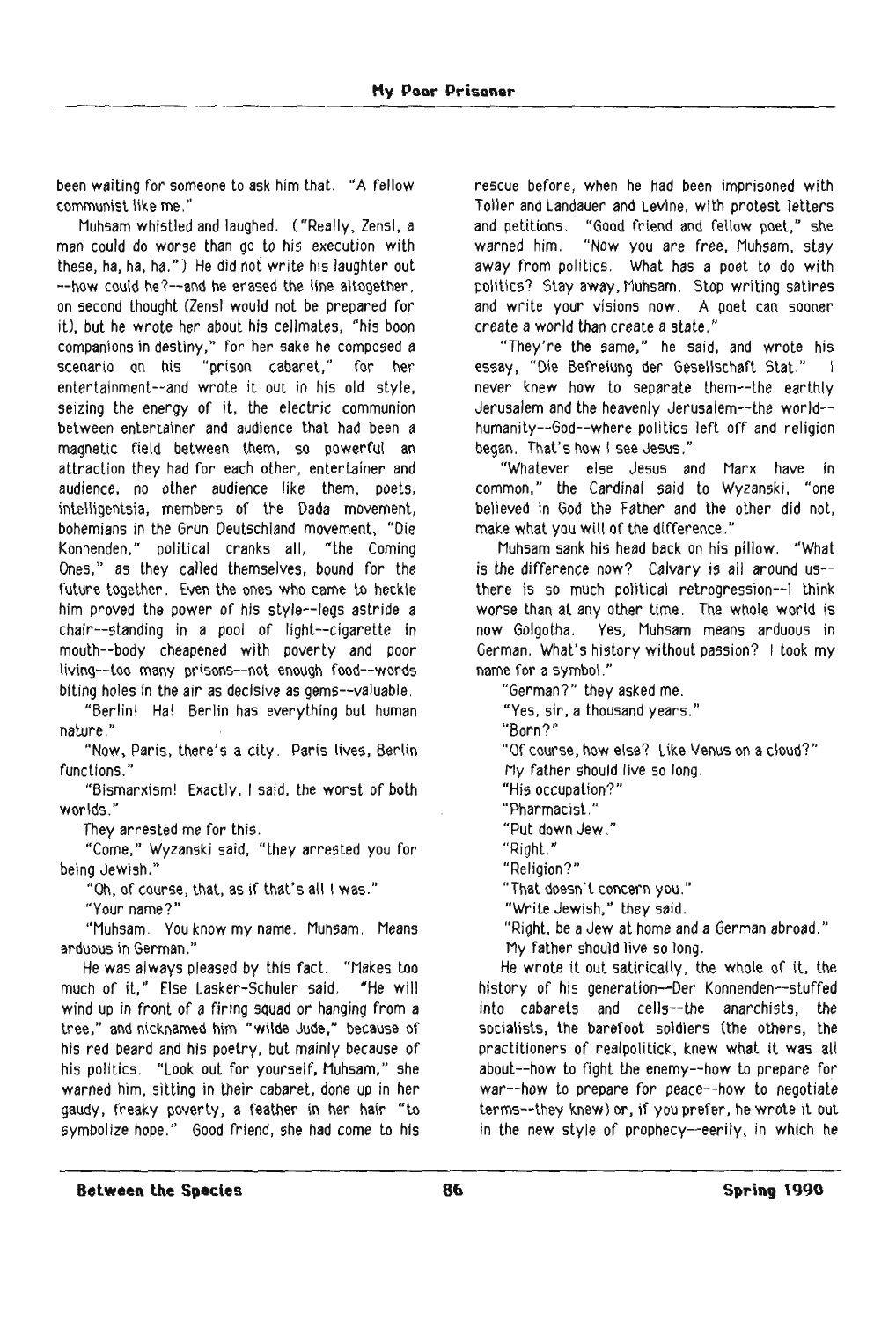been waiting for someone to ask him that. "A fellow communist like me."

Muhsam whistled and laughed. ("Really, Zensl, a man could do worse than go to his execution with these, ha, ha, ha.") He did not write his laughter out --how could he?--and he erased the line altogether, on second thought (Zensl would not be prepared for it), but he wrote her about his cellmates, "his boon companions in destiny," for her sake he composed a scenario on his "prison cabaret," for her entertainment--and wrote it out in his old style, seizing the energy of it, the electric communion between entertainer and audience that had been a magnetic field between them, so powerful an attraction they had for each other, entertainer and audience, no other audience like them, poets, intelligentsia, members of the Dada movement, bohemians in the Grun Deutschland movement, "Die Konnenden," political cranks all, "the Coming Ones," as they called themselves, bound for the future together. Even the ones who came to heckle him proved the power of his style--legs astride a chair--standing in a pool of light--cigarette in mouth--body cheapened with poverty and poor living--too many prisons--not enough food--words biting holes in the air as decisive as gems--valuable.

"Berlin! Ha! Berlin has everything but human nature."

"Now, Paris, there's a city. Paris lives, Berlin functions."

"Bismarxism! Exactly, I said, the worst of both worlds."

They arrested me for this.

"Come," Wyzanski said, "they arrested you for being Jewish."

"Oh, of course, that, as if that's all I was."

"Your name?"

"Muhsam. You know my name. Muhsam. Means arduous in German."

He was always pleased by this fact. "Makes too much of it," Else Lasker-Schuler said. "He will wind up in front of a firing squad or hanging from a tree," and nicknamed him "wilde Jude," because of his red beard and his poetry, but mainly because of his politics. "Look out for yourself, Muhsam," she warned him, sitting in their cabaret, done up in her gaudy, freaky poverty, a feather in her hair "to symbolize hope." Good friend, she had come to his rescue before, when he had been imprisoned with Toller and Landauer and Levine, with protest letters and petitions. "Good friend and fellow poet," she warned him. "Now you are free, Muhsam, stay away from politics. What has a poet to do with politics? Stay away, Muhsam. Stop writing satires and write your visions now. A poet can sooner create a world than create a state."

"They're the same," he said, and wrote his essay, "Die Befreiung der Gesellschaft Stat." I never knew how to separate them--the earthly Jerusalem and the heavenly Jerusalem--the world--humanity--God--where politics left off and religion began. That's how I see Jesus."

"Whatever else Jesus and Marx have in common," the Cardinal said to Wyzanski, "one believed in God the Father and the other did not, make what you will of the difference."

Muhsam sank his head back on his pillow. "What is the difference now? Calvary is all around us--there is so much political retrogression--I think worse than at any other time. The whole world is now Golgotha. Yes, Muhsam means arduous in German. What's history without passion? I took my name for a symbol."

"German?" they asked me.

"Yes, sir, a thousand years."

"Born?"

"Of course, how else? Like Venus on a cloud?"

My father should live so long.

"His occupation?"

"Pharmacist."

"Put down Jew."

"Right."

"Religion?"

"That doesn't concern you."

"Write Jewish," they said.

"Right, be a Jew at home and a German abroad."

My father should live so long.

He wrote it out satirically, the whole of it, the history of his generation--Der Konnenden--stuffed into cabarets and cells--the anarchists, the socialists, the barefoot soldiers (the others, the practitioners of realpolitick, knew what it was all about--how to fight the enemy--how to prepare for war--how to prepare for peace--how to negotiate terms--they knew) or, if you prefer, he wrote it out in the new style of prophecy--eerily, in which he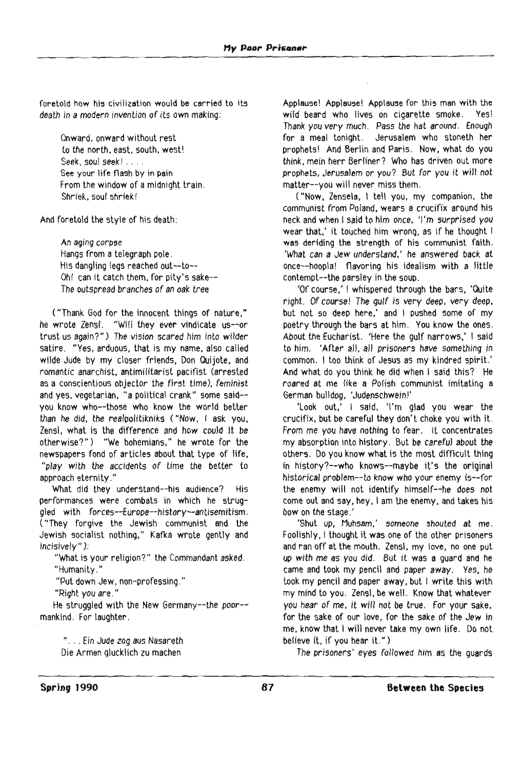foretold how his civilization would be carried to its *death in a modern invention of its own making*:

> Onward, onward without rest
> to the north, east, south, west!
> *Seek, soul seek! . . . .*
> See your life flash by in pain
> From the window of a midnight train.
> *Shriek, soul shriek!*

And foretold the style of his death:

> *An aging corpse*
> Hangs from a telegraph pole.
> His dangling legs reached out--to--
> Oh! can it catch them, for pity's sake--
> *The outspread branches of an oak tree*

("Thank God for the innocent things of nature," he wrote Zensl. "Will they ever vindicate us--or trust us again?") *The vision scared him into wilder* satire. "Yes, arduous, that is my name, also called wilde Jude by my closer friends, Don Quijote, and romantic anarchist, antimilitarist pacifist (arrested as a conscientious objector *the first time*), *feminist* and yes, vegetarian, "a political crank" some said--you know who--those who know the world better *than he did, the realpolitikniks* ("Now, I ask you, Zensl, what is the difference and how could it *be* otherwise?") "We bohemians," he wrote for the newspapers fond of articles about that type of life, "*play with the accidents of* time the better to approach eternity."

What did they understand--his audience? His performances were combats in which he struggled with *forces--Europe--history--antisemitism*. ("They forgive the Jewish communist and the Jewish socialist nothing," Kafka wrote gently and *incisively*"):

"What is your religion?" the Commandant asked.

"Humanity."

"Put down Jew, non-professing."

"*Right you are*."

He struggled with the New Germany--the *poor*--mankind. For laughter.

> ". . . *Ein Jude zog aus Nasareth*
> Die Armen glucklich zu machen

Applause! Applause! Applause for this man with the wild beard who lives on cigarette smoke. Yes! *Thank you very much. Pass the hat around.* Enough for a meal tonight. Jerusalem who stoneth her prophets! And Berlin and Paris. Now, what do you think, mein herr Berliner? Who has driven out more prophets, Jerusalem or you? *But for you it will not* matter--you will never miss them.

("Now, Zensela, I tell you, my companion, the communist from Poland, wears a crucifix around his neck and when I said to him once, '*I'm surprised you* wear that,' it touched him wrong, as if he thought I was deriding the strength of his communist faith. '*What can a* Jew *understand*,' he answered back at once--hoopla! flavoring his idealism with a little contempt--the parsley in the soup.

'Of course,' I whispered through the bars, 'Quite *right. Of course! The gulf is very deep, very deep*, but not so deep here,' and I pushed some of my poetry through the bars at him. You know the ones. About the Eucharist. 'Here the gulf narrows,' I said to him. '*After all, all prisoners have something in* common. I too think of Jesus as my kindred spirit.' And what do you think he did when I said this? He roared at me like a Polish communist imitating a German bulldog, '*Judenschwein!*'

'Look out,' I said, 'I'm glad you wear the crucifix, but be careful they don't choke you with it. *From me you have nothing to fear*. It concentrates my absorption into history. *But be careful about the* others. Do you know what is the most difficult thing in history?--who knows--maybe it's the original *historical problem--to know who your enemy is*--for the enemy will not identify himself--he does not come out and say, hey, I am the enemy, and takes his bow on the stage.'

'Shut up, Muhsam,' *someone shouted at me*. Foolishly, I thought it was one of the other prisoners and ran off at the mouth. Zensl, my love, no one put *up with me as you did*. But it was a guard and he came and took my pencil and paper away. Yes, *he* took my pencil and paper away, but I write this with my mind to you. Zensl, be well. Know that whatever *you hear of me, it will not be true*. For your sake, for the sake of our love, for the sake of the Jew *in* me, know that I will never take my own life. Do not believe it, if you hear it.")

*The prisoners' eyes followed* him as the guards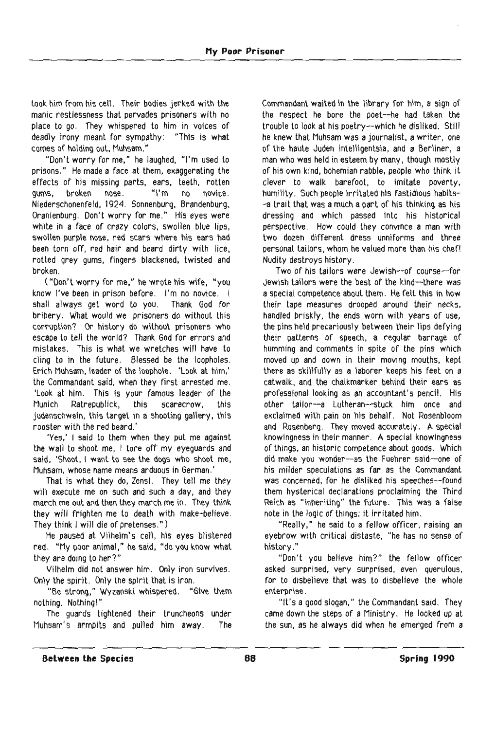took him from his cell. Their bodies jerked with the manic restlessness that pervades prisoners with no place to go. They whispered to him in voices of deadly irony meant for sympathy: "This is what comes of holding out, Muhsam."

"Don't worry for me," he laughed, "I'm used to prisons." He made a face at them, exaggerating the effects of his missing parts, ears, teeth, rotten gums, broken nose. "I'm no novice. Niederschonenfeld, 1924. Sonnenburg, Brandenburg, Oranienburg. Don't worry for me." His eyes were white in a face of crazy colors, swollen blue lips, swollen purple nose, red scars where his ears had been torn off, red hair and beard dirty with lice, rotted grey gums, fingers blackened, twisted and broken.

("Don't worry for me," he wrote his wife, "you know I've been in prison before. I'm no novice. I shall always get word to you. Thank God for bribery. What would we prisoners do without this corruption? Or history do without prisoners who escape to tell the world? Thank God for errors and mistakes. This is what we wretches will have to cling to in the future. Blessed be the loopholes. Erich Muhsam, leader of the loophole. 'Look at him,' the Commandant said, when they first arrested me. 'Look at him. This is your famous leader of the Munich Ratrepublick, this scarecrow, this Judenschwein, this target in a shooting gallery, this rooster with the red beard.'

'Yes,' I said to them when they put me against the wall to shoot me, I tore off my eyeguards and said, 'Shoot, I want to see the dogs who shoot me, Muhsam, whose name means arduous in German.'

That is what they do, Zensl. They tell me they will execute me on such and such a day, and they march me out and then they march me in. They think they will frighten me to death with make-believe. They think I will die of pretenses.")

He paused at Vilhelm's cell, his eyes blistered red. "My poor animal," he said, "do you know what they are doing to her?"

Vilhelm did not answer him. Only iron survives. Only the spirit. Only the spirit that is iron.

"Be strong," Wyzanski whispered. "Give them nothing. Nothing!"

The guards tightened their truncheons under Muhsam's armpits and pulled him away. The Commandant waited in the library for him, a sign of the respect he bore the poet--he had taken the trouble to look at his poetry--which he disliked. Still he knew that Muhsam was a journalist, a writer, one of the haute Juden intelligentsia, and a Berliner, a man who was held in esteem by many, though mostly of his own kind, bohemian rabble, people who think it clever to walk barefoot, to imitate poverty, humility. Such people irritated his fastidious habits--a trait that was a much a part of his thinking as his dressing and which passed into his historical perspective. How could they convince a man with two dozen different dress unniforms and three personal tailors, whom he valued more than his chef! Nudity destroys history.

Two of his tailors were Jewish--of course--for Jewish tailors were the best of the kind--there was a special competence about them. He felt this in how their tape measures drooped around their necks, handled briskly, the ends worn with years of use, the pins held precariously between their lips defying their patterns of speech, a regular barrage of humming and comments in spite of the pins which moved up and down in their moving mouths, kept there as skillfully as a laborer keeps his feet on a catwalk, and the chalkmarker behind their ears as professional looking as an accountant's pencil. His other tailor--a Lutheran--stuck him once and exclaimed with pain on his behalf. Not Rosenbloom and Rosenberg. They moved accurately. A special knowingness in their manner. A special knowingness of things, an historic competence about goods. Which did make you wonder--as the Fuehrer said--one of his milder speculations as far as the Commandant was concerned, for he disliked his speeches--found them hysterical declarations proclaiming the Third Reich as "inheriting" the future. This was a false note in the logic of things; it irritated him.

"Really," he said to a fellow officer, raising an eyebrow with critical distaste, "he has no sense of history."

"Don't you believe him?" the fellow officer asked surprised, very surprised, even querulous, for to disbelieve that was to disbelieve the whole enterprise.

"It's a good slogan," the Commandant said. They came down the steps of a Ministry. He looked up at the sun, as he always did when he emerged from a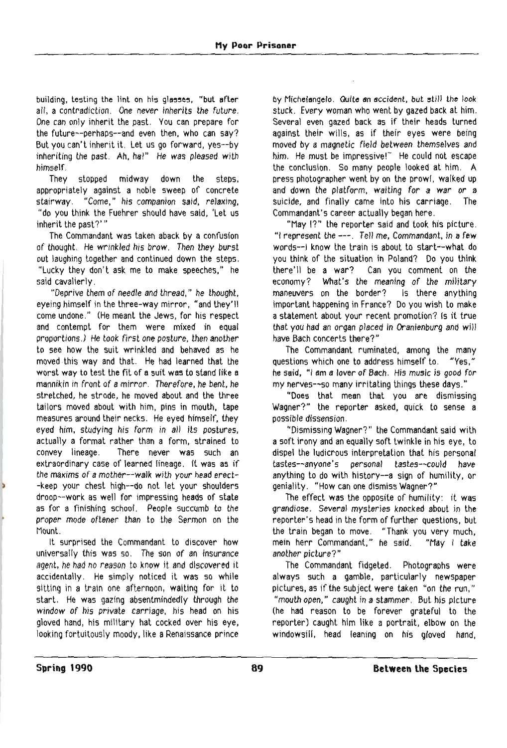building, testing the lint on his glasses, "but after all, a contradiction. *One never inherits the future.* One can only inherit the past. You can prepare for the future--perhaps--and even then, who can say? But you can't inherit it. Let us go forward, yes--by inheriting the past. Ah, ha!" *He was pleased with himself.*

They stopped midway down the steps, appropriately against a noble sweep of concrete stairway. "Come," *his companion said, relaxing,* "do you think the Fuehrer should have said, 'Let us inherit the past?'"

The Commandant was taken aback by a confusion of thought. *He wrinkled his brow. Then they burst* out laughing together and continued down the steps. "Lucky they don't ask me to make speeches," he said cavalierly.

"Deprive them *of needle and thread,*" *he thought*, eyeing himself in the three-way mirror, "and they'll come undone." (He meant the Jews, for his respect and contempt for them were mixed in equal proportions.) *He took first one posture, then another* to see how the suit wrinkled and behaved as he moved this way and that. He had learned that the worst way to test the fit of a suit was to stand like a mannikin *in front of a mirror. Therefore, he bent, he* stretched, he strode, he moved about and the three tailors moved about with him, pins in mouth, tape measures around their necks. He eyed himself, they eyed him, *studying his form in all its postures,* actually a format rather than a form, strained to convey lineage. There never was such an extraordinary case of learned lineage. It was as if *the maxims of a mother--walk with your head erect--keep your chest high--do not let your shoulders* droop--work as well for impressing heads of state as for a finishing school. People succumb to the *proper mode oftener* than to the Sermon on the Mount.

It surprised the Commandant to discover how universally this was so. The son of an *insurance agent, he had no reason* to know it and discovered it accidentally. He simply noticed it was so while sitting in a train one afternoon, waiting for it to start. He was gazing absentmindedly through the *window of his private carriage*, his head on his gloved hand, his military hat cocked over his eye, looking fortuitously moody, like a Renaissance prince by Michelangelo. *Quite an accident, but still the look* stuck. Every woman who went by gazed back at him. Several even gazed back as if their heads turned against their wills, as if their eyes were being moved by *a magnetic field between themselves and him.* He must be impressive!" He could not escape the conclusion. So many people looked at him. A press photographer went by on the prowl, walked up and down the *platform, waiting for a war or a* suicide, and finally came into his carriage. The Commandant's career actually began here.

"May I?" the reporter said and took his picture. "I represent the ---. *Tell me, Commandant, in a few* words--I know the train is about to start--what do you think of the situation in Poland? Do you think there'll be a war? Can you comment on the economy? *What's the meaning of the military* maneuvers on the border? Is there anything important happening in France? Do you wish to make a statement about your recent promotion? Is it true that you had *an organ placed in Oranienburg and will* have Bach concerts there?"

The Commandant ruminated, among the many questions which one to address himself to. "Yes," he said, "*I am a lover of Bach. His music is good for* my nerves--so many irritating things these days."

"Does that mean that you are dismissing Wagner?" the reporter asked, quick to sense a *possible dissension.*

"Dismissing Wagner?" the Commandant said with a soft irony and an equally soft twinkle in his eye, to dispel the ludicrous interpretation that his personal tastes--anyone's *personal tastes--could have* anything to do with history--a sign of humility, or geniality. "How can one dismiss Wagner?"

The effect was the opposite of humility: it was *grandiose. Several mysteries knocked about in the* reporter's head in the form of further questions, but the train began to move. "Thank you very much, mein herr Commandant," he said. "*May I take another picture?*"

The Commandant fidgeted. Photographs were always such a gamble, particularly newspaper pictures, as if the subject were taken "on the run," "*mouth open,*" *caught in a stammer.* But his picture (he had reason to be forever grateful to the reporter) caught him like a portrait, elbow on the windowsill, head leaning on his gloved hand,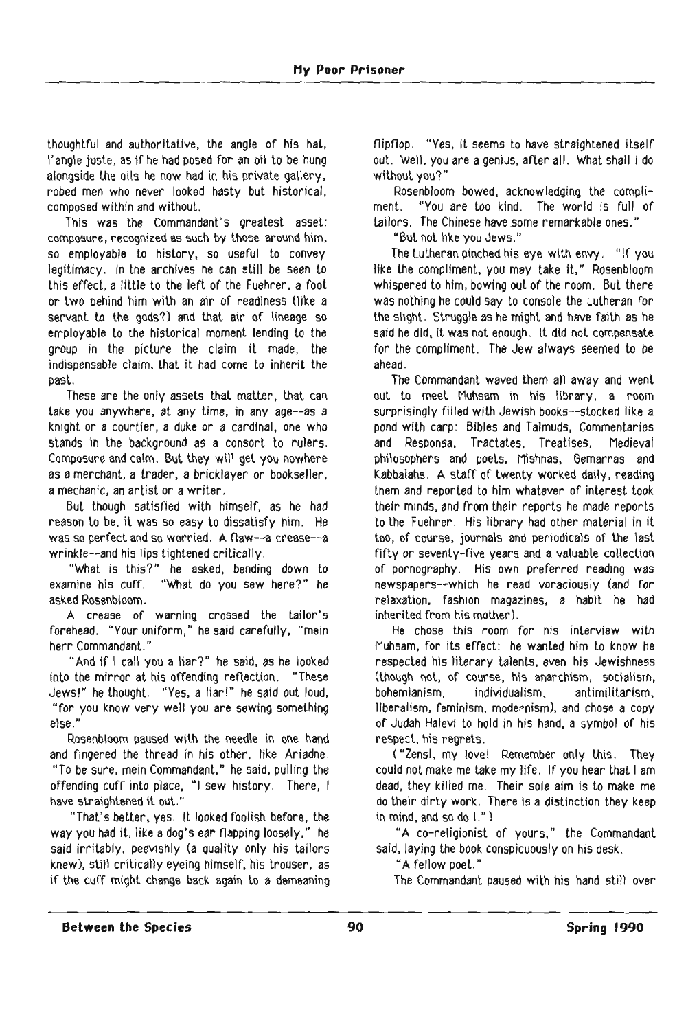thoughtful and authoritative, the angle of his hat, l'angle juste, as if he had posed for an oil to be hung alongside the oils he now had in his private gallery, robed men who never looked hasty but historical, composed within and without.

This was the Commandant's greatest asset: composure, recognized as such by those around him, so employable to history, so useful to convey legitimacy. In the archives he can still be seen to this effect, a little to the left of the Fuehrer, a foot or two behind him with an air of readiness (like a servant to the gods?) and that air of lineage so employable to the historical moment lending to the group in the picture the claim it made, the indispensable claim, that it had come to inherit the past.

These are the only assets that matter, that can take you anywhere, at any time, in any age--as a knight or a courtier, a duke or a cardinal, one who stands in the background as a consort to rulers. Composure and calm. But they will get you nowhere as a merchant, a trader, a bricklayer or bookseller, a mechanic, an artist or a writer.

But though satisfied with himself, as he had reason to be, it was so easy to dissatisfy him. He was so perfect and so worried. A flaw--a crease--a wrinkle--and his lips tightened critically.

"What is this?" he asked, bending down to examine his cuff. "What do you sew here?" he asked Rosenbloom.

A crease of warning crossed the tailor's forehead. "Your uniform," he said carefully, "mein herr Commandant."

"And if I call you a liar?" he said, as he looked into the mirror at his offending reflection. "These Jews!" he thought. "Yes, a liar!" he said out loud, "for you know very well you are sewing something else."

Rosenbloom paused with the needle in one hand and fingered the thread in his other, like Ariadne. "To be sure, mein Commandant," he said, pulling the offending cuff into place, "I sew history. There, I have straightened it out."

"That's better, yes. It looked foolish before, the way you had it, like a dog's ear flapping loosely," he said irritably, peevishly (a quality only his tailors knew), still critically eyeing himself, his trouser, as if the cuff might change back again to a demeaning flipflop. "Yes, it seems to have straightened itself out. Well, you are a genius, after all. What shall I do without you?"

Rosenbloom bowed, acknowledging the compliment. "You are too kind. The world is full of tailors. The Chinese have some remarkable ones."

"But not like you Jews."

The Lutheran pinched his eye with envy. "If you like the compliment, you may take it," Rosenbloom whispered to him, bowing out of the room. But there was nothing he could say to console the Lutheran for the slight. Struggle as he might and have faith as he said he did, it was not enough. It did not compensate for the compliment. The Jew always seemed to be ahead.

The Commandant waved them all away and went out to meet Muhsam in his library, a room surprisingly filled with Jewish books--stocked like a pond with carp: Bibles and Talmuds, Commentaries and Responsa, Tractates, Treatises, Medieval philosophers and poets, Mishnas, Gemarras and Kabbalahs. A staff of twenty worked daily, reading them and reported to him whatever of interest took their minds, and from their reports he made reports to the Fuehrer. His library had other material in it too, of course, journals and periodicals of the last fifty or seventy-five years and a valuable collection of pornography. His own preferred reading was newspapers--which he read voraciously (and for relaxation, fashion magazines, a habit he had inherited from his mother).

He chose this room for his interview with Muhsam, for its effect: he wanted him to know he respected his literary talents, even his Jewishness (though not, of course, his anarchism, socialism, bohemianism, individualism, antimilitarism, liberalism, feminism, modernism), and chose a copy of Judah Halevi to hold in his hand, a symbol of his respect, his regrets.

("Zensl, my love! Remember only this. They could not make me take my life. If you hear that I am dead, they killed me. Their sole aim is to make me do their dirty work. There is a distinction they keep in mind, and so do I.")

"A co-religionist of yours," the Commandant said, laying the book conspicuously on his desk.

"A fellow poet."

The Commandant paused with his hand still over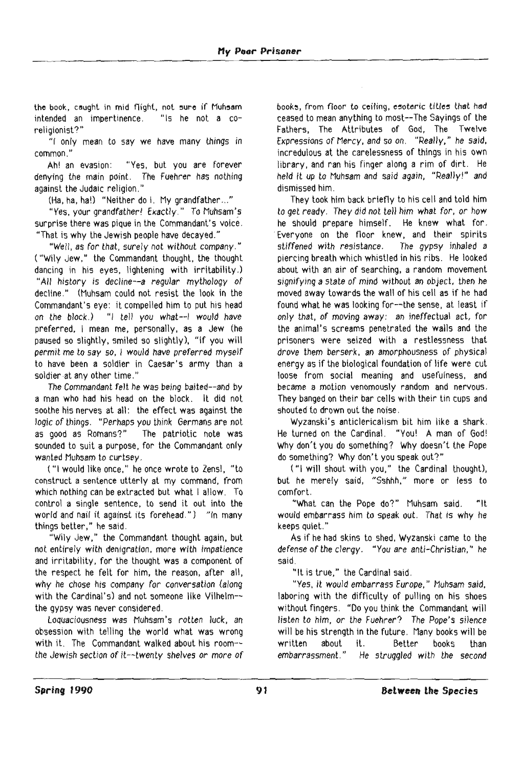the book, caught in mid flight, not sure if Muhsam intended an impertinence. "Is he not a co-religionist?"

"I only mean to say we have many things in common."

Ah! an evasion: "Yes, but you are forever denying the main point. The Fuehrer has nothing against the Judaic religion."

(Ha, ha, ha!) "Neither do I. My grandfather..."

"Yes, your grandfather! Exactly." To Muhsam's surprise there was pique in the Commandant's voice. "That is why the Jewish people have decayed."

"Well, as for that, surely not without company." ("Wily Jew," the Commandant thought, the thought dancing in his eyes, lightening with irritability.) "All history is decline--a regular mythology of decline." (Muhsam could not resist the look in the Commandant's eye: it compelled him to put his head on the block.) "I tell you what--I would have preferred, I mean me, personally, as a Jew (he paused so slightly, smiled so slightly), "if you will permit me to say so, I would have preferred myself to have been a soldier in Caesar's army than a soldier at any other time."

The Commandant felt he was being baited--and by a man who had his head on the block. It did not soothe his nerves at all: the effect was against the logic of things. "Perhaps you think Germans are not as good as Romans?" The patriotic note was sounded to suit a purpose, for the Commandant only wanted Muhsam to curtsey.

("I would like once," he once wrote to Zensl, "to construct a sentence utterly at my command, from which nothing can be extracted but what I allow. To control a single sentence, to send it out into the world and nail it against its forehead.") "In many things better," he said.

"Wily Jew," the Commandant thought again, but not entirely with denigration, more with impatience and irritability, for the thought was a component of the respect he felt for him, the reason, after all, why he chose his company for conversation (along with the Cardinal's) and not someone like Vilhelm--the gypsy was never considered.

Loquaciousness was Muhsam's rotten luck, an obsession with telling the world what was wrong with it. The Commandant walked about his room--the Jewish section of it--twenty shelves or more of books, from floor to ceiling, esoteric titles that had ceased to mean anything to most--The Sayings of the Fathers, The Attributes of God, The Twelve Expressions of Mercy, and so on. "Really," he said, incredulous at the carelessness of things in his own library, and ran his finger along a rim of dirt. He held it up to Muhsam and said again, "Really!" and dismissed him.

They took him back briefly to his cell and told him to get ready. They did not tell him what for, or how he should prepare himself. He knew what for. Everyone on the floor knew, and their spirits stiffened with resistance. The gypsy inhaled a piercing breath which whistled in his ribs. He looked about with an air of searching, a random movement signifying a state of mind without an object, then he moved away towards the wall of his cell as if he had found what he was looking for--the sense, at least if only that, of moving away: an ineffectual act, for the animal's screams penetrated the walls and the prisoners were seized with a restlessness that drove them berserk, an amorphousness of physical energy as if the biological foundation of life were cut loose from social meaning and usefulness, and became a motion venomously random and nervous. They banged on their bar cells with their tin cups and shouted to drown out the noise.

Wyzanski's anticlericalism bit him like a shark. He turned on the Cardinal. "You! A man of God! Why don't you do something? Why doesn't the Pope do something? Why don't you speak out?"

("I will shout with you," the Cardinal thought), but he merely said, "Sshhh," more or less to comfort.

"What can the Pope do?" Muhsam said. "It would embarrass him to speak out. That is why he keeps quiet."

As if he had skins to shed, Wyzanski came to the defense of the clergy. "You are anti-Christian," he said.

"It is true," the Cardinal said.

"Yes, it would embarrass Europe," Muhsam said, laboring with the difficulty of pulling on his shoes without fingers. "Do you think the Commandant will listen to him, or the Fuehrer? The Pope's silence will be his strength in the future. Many books will be written about it. Better books than embarrassment." He struggled with the second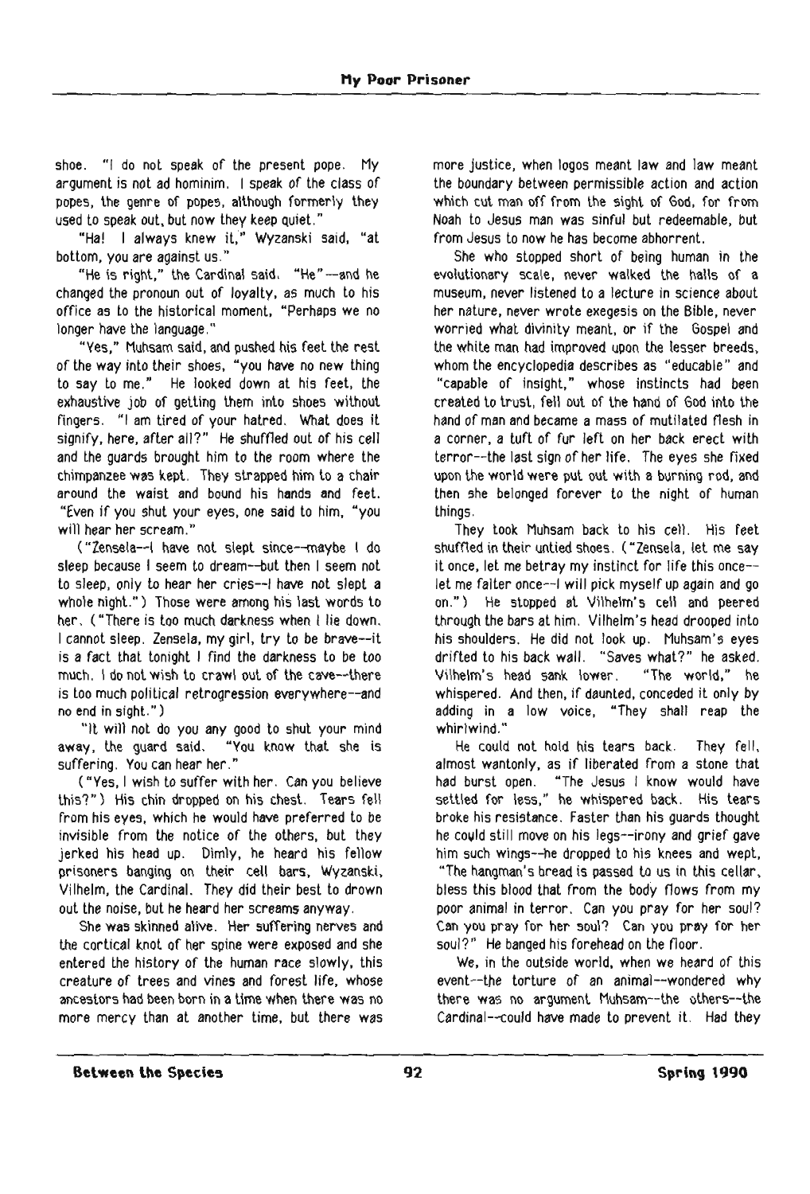shoe. "I do not speak of the present pope. My argument is not ad hominim. I speak of the class of popes, the genre of popes, although formerly they used to speak out, but now they keep quiet."

"Ha! I always knew it," Wyzanski said, "at bottom, you are against us."

"He is right," the Cardinal said. "He"—and he changed the pronoun out of loyalty, as much to his office as to the historical moment, "Perhaps we no longer have the language."

"Yes," Muhsam said, and pushed his feet the rest of the way into their shoes, "you have no new thing to say to me." He looked down at his feet, the exhaustive job of getting them into shoes without fingers. "I am tired of your hatred. What does it signify, here, after all?" He shuffled out of his cell and the guards brought him to the room where the chimpanzee was kept. They strapped him to a chair around the waist and bound his hands and feet. "Even if you shut your eyes, one said to him, "you will hear her scream."

("Zensela--I have not slept since--maybe I do sleep because I seem to dream--but then I seem not to sleep, only to hear her cries--I have not slept a whole night.") Those were among his last words to her. ("There is too much darkness when I lie down. I cannot sleep. Zensela, my girl, try to be brave--it is a fact that tonight I find the darkness to be too much. I do not wish to crawl out of the cave--there is too much political retrogression everywhere--and no end in sight.")

"It will not do you any good to shut your mind away, the guard said. "You know that she is suffering. You can hear her."

("Yes, I wish to suffer with her. Can you believe this?") His chin dropped on his chest. Tears fell from his eyes, which he would have preferred to be invisible from the notice of the others, but they jerked his head up. Dimly, he heard his fellow prisoners banging on their cell bars, Wyzanski, Vilhelm, the Cardinal. They did their best to drown out the noise, but he heard her screams anyway.

She was skinned alive. Her suffering nerves and the cortical knot of her spine were exposed and she entered the history of the human race slowly, this creature of trees and vines and forest life, whose ancestors had been born in a time when there was no more mercy than at another time, but there was more justice, when logos meant law and law meant the boundary between permissible action and action which cut man off from the sight of God, for from Noah to Jesus man was sinful but redeemable, but from Jesus to now he has become abhorrent.

She who stopped short of being human in the evolutionary scale, never walked the halls of a museum, never listened to a lecture in science about her nature, never wrote exegesis on the Bible, never worried what divinity meant, or if the Gospel and the white man had improved upon the lesser breeds, whom the encyclopedia describes as "educable" and "capable of insight," whose instincts had been created to trust, fell out of the hand of God into the hand of man and became a mass of mutilated flesh in a corner, a tuft of fur left on her back erect with terror--the last sign of her life. The eyes she fixed upon the world were put out with a burning rod, and then she belonged forever to the night of human things.

They took Muhsam back to his cell. His feet shuffled in their untied shoes. ("Zensela, let me say it once, let me betray my instinct for life this once--let me falter once--I will pick myself up again and go on.") He stopped at Vilhelm's cell and peered through the bars at him. Vilhelm's head drooped into his shoulders. He did not look up. Muhsam's eyes drifted to his back wall. "Saves what?" he asked. Vilhelm's head sank lower. "The world," he whispered. And then, if daunted, conceded it only by adding in a low voice, "They shall reap the whirlwind."

He could not hold his tears back. They fell, almost wantonly, as if liberated from a stone that had burst open. "The Jesus I know would have settled for less," he whispered back. His tears broke his resistance. Faster than his guards thought he could still move on his legs--irony and grief gave him such wings--he dropped to his knees and wept, "The hangman's bread is passed to us in this cellar, bless this blood that from the body flows from my poor animal in terror. Can you pray for her soul? Can you pray for her soul? Can you pray for her soul?" He banged his forehead on the floor.

We, in the outside world, when we heard of this event--the torture of an animal--wondered why there was no argument Muhsam--the others--the Cardinal--could have made to prevent it. Had they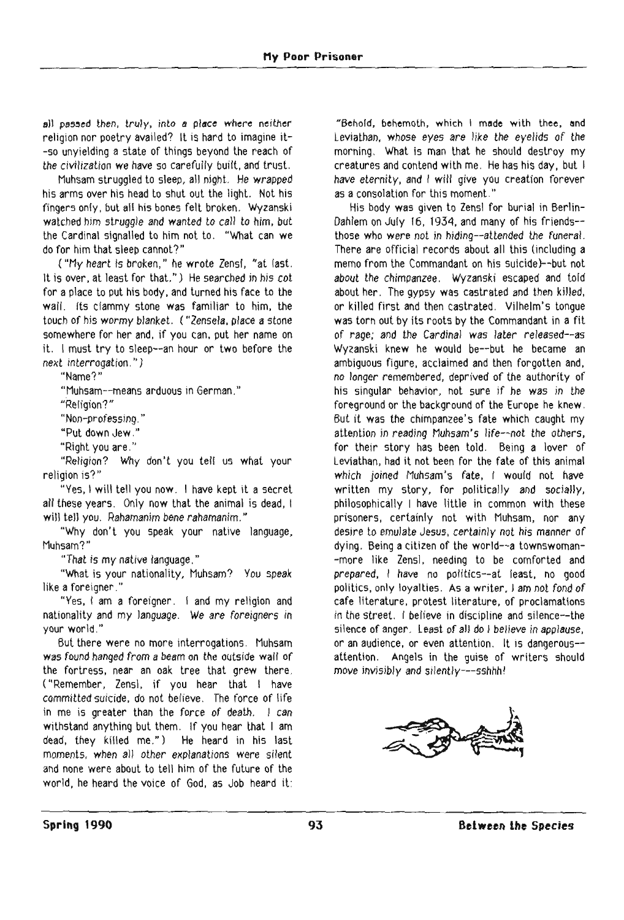all passed then, truly, into a place where neither religion nor poetry availed? It is hard to imagine it--so unyielding a state of things beyond the reach of the civilization we have so carefully built, and trust.

Muhsam struggled to sleep, all night. He wrapped his arms over his head to shut out the light. Not his fingers only, but all his bones felt broken. Wyzanski watched him struggle and wanted to call to him, but the Cardinal signalled to him not to. "What can we do for him that sleep cannot?"

("My heart is broken," he wrote Zensl, "at last. It is over, at least for that.") He searched in his cot for a place to put his body, and turned his face to the wall. Its clammy stone was familiar to him, the touch of his wormy blanket. ("Zensela, place a stone somewhere for her and, if you can, put her name on it. I must try to sleep--an hour or two before the next interrogation.")

"Name?"

"Muhsam--means arduous in German."

"Religion?"

"Non-professing."

"Put down Jew."

"Right you are."

"Religion? Why don't you tell us what your religion is?"

"Yes, I will tell you now. I have kept it a secret all these years. Only now that the animal is dead, I will tell you. *Rahamanim bene rahamanim.*"

"Why don't you speak your native language, Muhsam?"

"That is my native language."

"What is your nationality, Muhsam? You speak like a foreigner."

"Yes, I am a foreigner. I and my religion and nationality and my language. We are foreigners in your world."

But there were no more interrogations. Muhsam was found hanged from a beam on the outside wall of the fortress, near an oak tree that grew there. ("Remember, Zensl, if you hear that I have committed suicide, do not believe. The force of life in me is greater than the force of death. I can withstand anything but them. If you hear that I am dead, they killed me.") He heard in his last moments, when all other explanations were silent and none were about to tell him of the future of the world, he heard the voice of God, as Job heard it:

"Behold, behemoth, which I made with thee, and Leviathan, whose eyes are like the eyelids of the morning. What is man that he should destroy my creatures and contend with me. He has his day, but I have eternity, and I will give you creation forever as a consolation for this moment."

His body was given to Zensl for burial in Berlin-Dahlem on July 16, 1934, and many of his friends--those who were not in hiding--attended the funeral. There are official records about all this (including a memo from the Commandant on his suicide)--but not about the chimpanzee. Wyzanski escaped and told about her. The gypsy was castrated and then killed, or killed first and then castrated. Vilhelm's tongue was torn out by its roots by the Commandant in a fit of rage; and the Cardinal was later released--as Wyzanski knew he would be--but he became an ambiguous figure, acclaimed and then forgotten and, no longer remembered, deprived of the authority of his singular behavior, not sure if he was in the foreground or the background of the Europe he knew. But it was the chimpanzee's fate which caught my attention in reading Muhsam's life--not the others, for their story has been told. Being a lover of Leviathan, had it not been for the fate of this animal which joined Muhsam's fate, I would not have written my story, for politically and socially, philosophically I have little in common with these prisoners, certainly not with Muhsam, nor any desire to emulate Jesus, certainly not his manner of dying. Being a citizen of the world--a townswoman--more like Zensl, needing to be comforted and prepared, I have no politics--at least, no good politics, only loyalties. As a writer, I am not fond of cafe literature, protest literature, of proclamations in the street. I believe in discipline and silence--the silence of anger. Least of all do I believe in applause, or an audience, or even attention. It is dangerous--attention. Angels in the guise of writers should move invisibly and silently---sshhh!